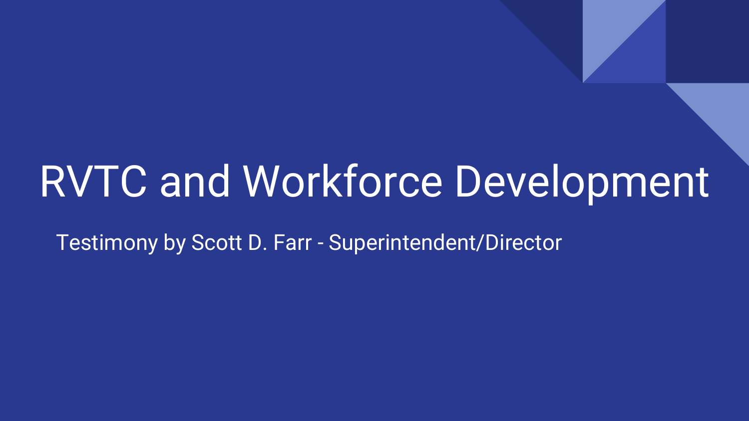# RVTC and Workforce Development

Testimony by Scott D. Farr - Superintendent/Director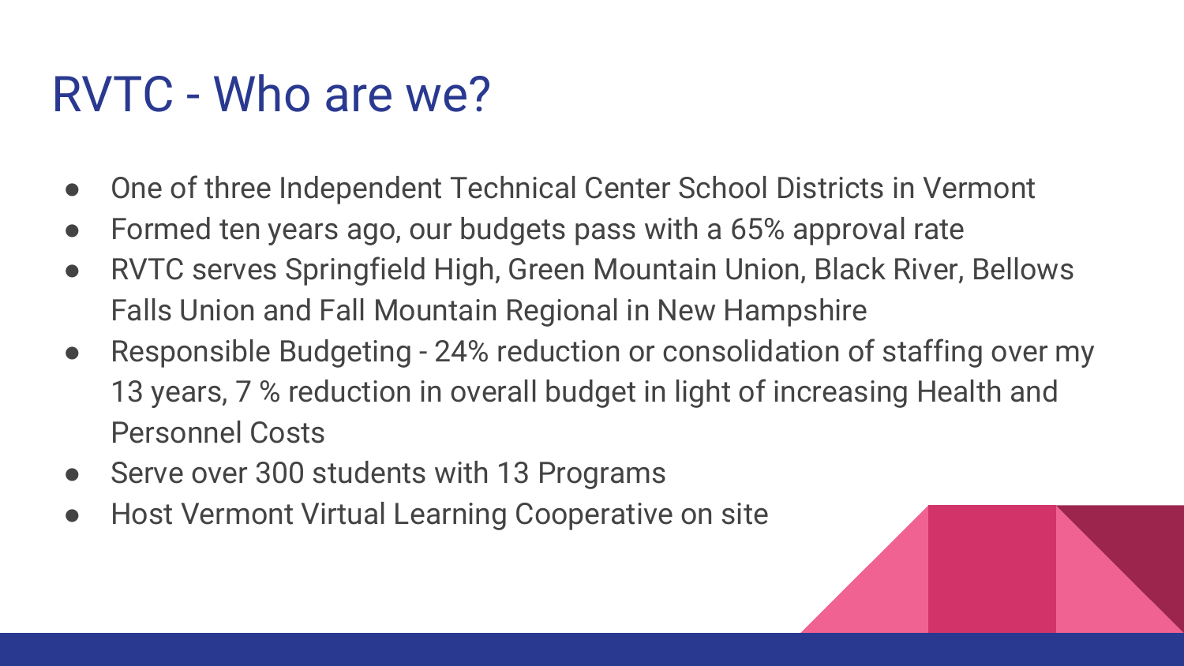# RVTC - Who are we?

- One of three Independent Technical Center School Districts in Vermont
- Formed ten years ago, our budgets pass with a 65% approval rate
- RVTC serves Springfield High, Green Mountain Union, Black River, Bellows Falls Union and Fall Mountain Regional in New Hampshire
- Responsible Budgeting - 24% reduction or consolidation of staffing over my 13 years, 7 % reduction in overall budget in light of increasing Health and Personnel Costs
- Serve over 300 students with 13 Programs
- Host Vermont Virtual Learning Cooperative on site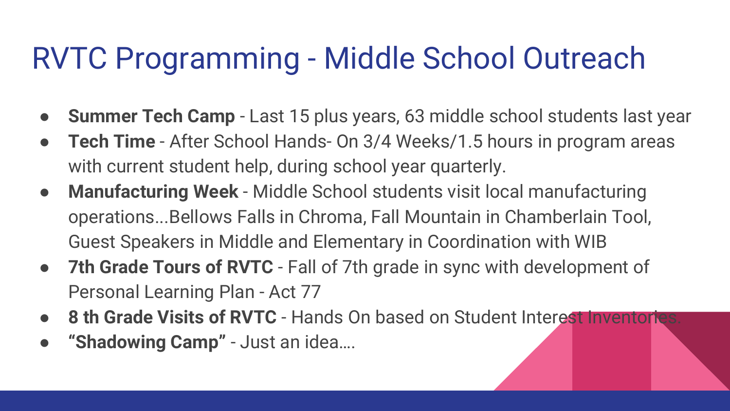# RVTC Programming - Middle School Outreach

- **Summer Tech Camp** - Last 15 plus years, 63 middle school students last year
- **Tech Time** - After School Hands- On 3/4 Weeks/1.5 hours in program areas with current student help, during school year quarterly.
- **Manufacturing Week** - Middle School students visit local manufacturing operations...Bellows Falls in Chroma, Fall Mountain in Chamberlain Tool, Guest Speakers in Middle and Elementary in Coordination with WIB
- **7th Grade Tours of RVTC** - Fall of 7th grade in sync with development of Personal Learning Plan - Act 77
- **8 th Grade Visits of RVTC** - Hands On based on Student Interest Inventories.
- **"Shadowing Camp"** - Just an idea….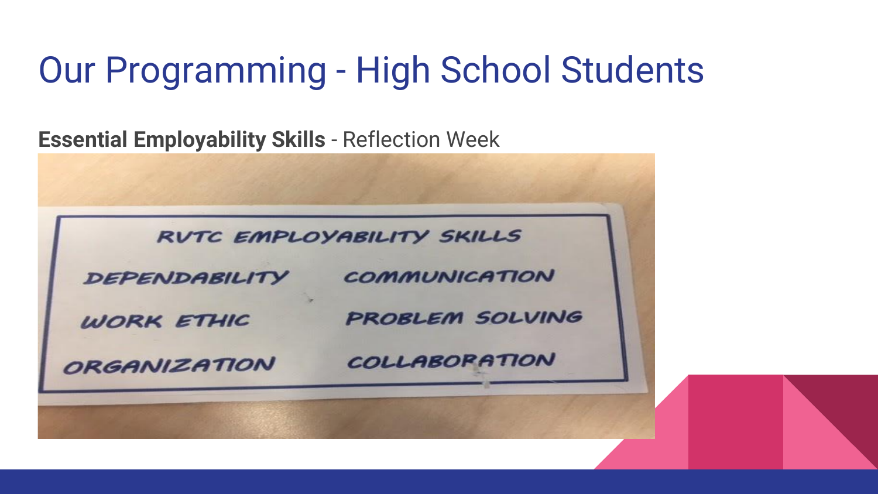# Our Programming - High School Students

**Essential Employability Skills** - Reflection Week

RVTC EMPLOYABILITY SKILLS

| | |
|---|---|
| DEPENDABILITY | COMMUNICATION |
| WORK ETHIC | PROBLEM SOLVING |
| ORGANIZATION | COLLABORATION |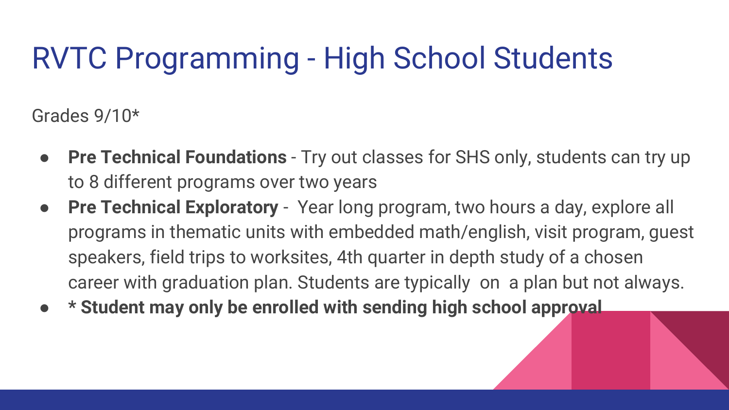# RVTC Programming - High School Students

Grades 9/10*

- **Pre Technical Foundations** - Try out classes for SHS only, students can try up to 8 different programs over two years
- **Pre Technical Exploratory** - Year long program, two hours a day, explore all programs in thematic units with embedded math/english, visit program, guest speakers, field trips to worksites, 4th quarter in depth study of a chosen career with graduation plan. Students are typically on a plan but not always.
- **\* Student may only be enrolled with sending high school approval**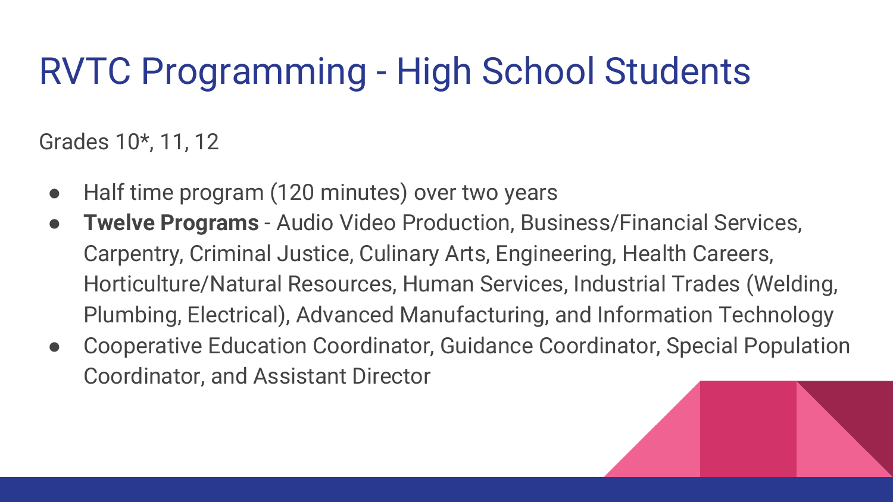# RVTC Programming - High School Students

Grades 10*, 11, 12

- Half time program (120 minutes) over two years
- **Twelve Programs** - Audio Video Production, Business/Financial Services, Carpentry, Criminal Justice, Culinary Arts, Engineering, Health Careers, Horticulture/Natural Resources, Human Services, Industrial Trades (Welding, Plumbing, Electrical), Advanced Manufacturing, and Information Technology
- Cooperative Education Coordinator, Guidance Coordinator, Special Population Coordinator, and Assistant Director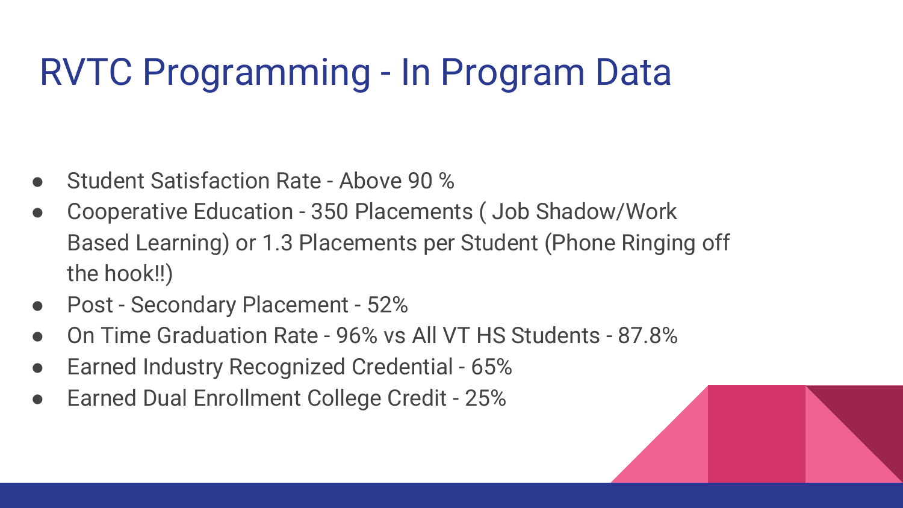# RVTC Programming - In Program Data

- Student Satisfaction Rate - Above 90 %
- Cooperative Education - 350 Placements ( Job Shadow/Work Based Learning) or 1.3 Placements per Student (Phone Ringing off the hook!!)
- Post - Secondary Placement - 52%
- On Time Graduation Rate - 96% vs All VT HS Students - 87.8%
- Earned Industry Recognized Credential - 65%
- Earned Dual Enrollment College Credit - 25%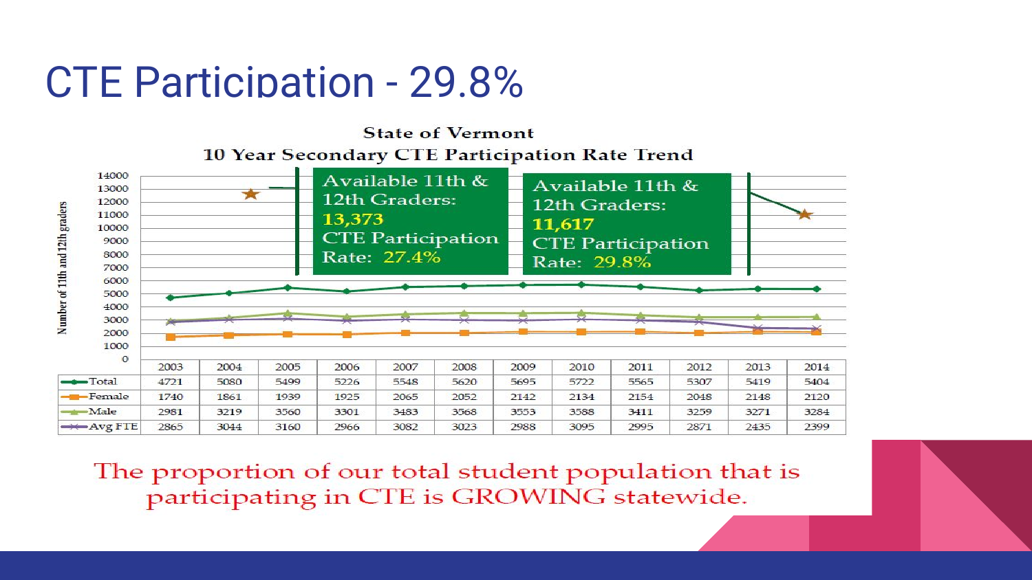# CTE Participation - 29.8%

**State of Vermont**
**10 Year Secondary CTE Participation Rate Trend**

Available 11th & 12th Graders: **13,373**
CTE Participation Rate: **27.4%**

Available 11th & 12th Graders: **11,617**
CTE Participation Rate: **29.8%**

Number of 11th and 12th graders

| | 2003 | 2004 | 2005 | 2006 | 2007 | 2008 | 2009 | 2010 | 2011 | 2012 | 2013 | 2014 |
|---|---|---|---|---|---|---|---|---|---|---|---|---|
| Total | 4721 | 5080 | 5499 | 5226 | 5548 | 5620 | 5695 | 5722 | 5565 | 5307 | 5419 | 5404 |
| Female | 1740 | 1861 | 1939 | 1925 | 2065 | 2052 | 2142 | 2134 | 2154 | 2048 | 2148 | 2120 |
| Male | 2981 | 3219 | 3560 | 3301 | 3483 | 3568 | 3553 | 3588 | 3411 | 3259 | 3271 | 3284 |
| Avg FTE | 2865 | 3044 | 3160 | 2966 | 3082 | 3023 | 2988 | 3095 | 2995 | 2871 | 2435 | 2399 |

The proportion of our total student population that is participating in CTE is GROWING statewide.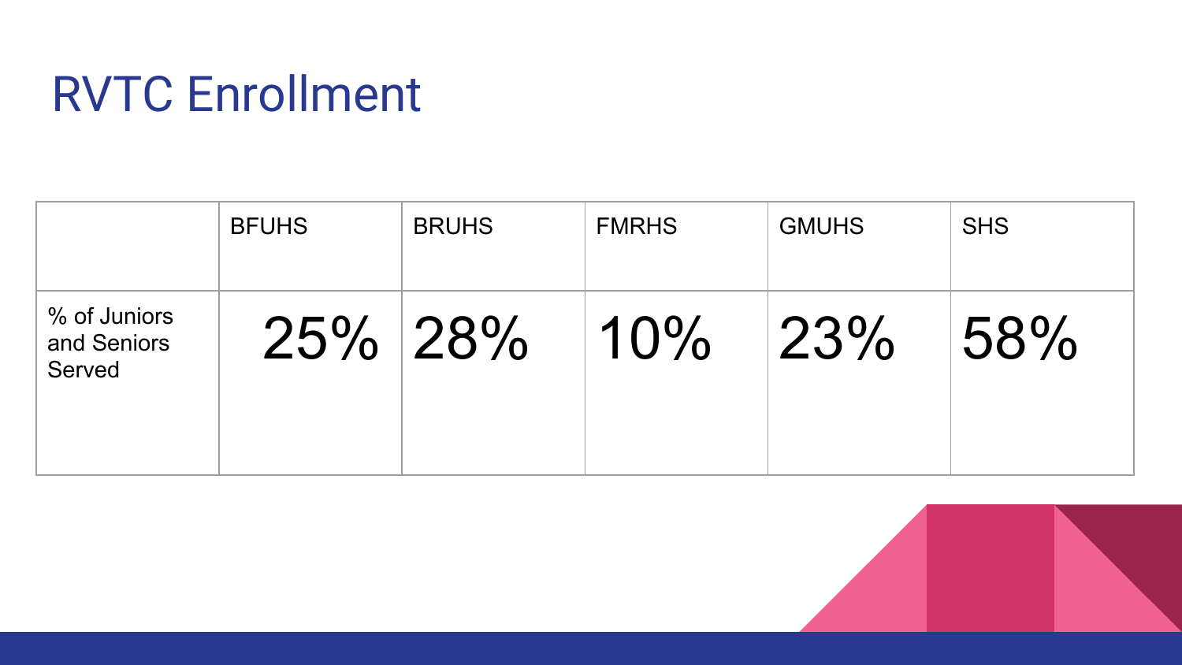# RVTC Enrollment

| | BFUHS | BRUHS | FMRHS | GMUHS | SHS |
|---|---|---|---|---|---|
| % of Juniors and Seniors Served | 25% | 28% | 10% | 23% | 58% |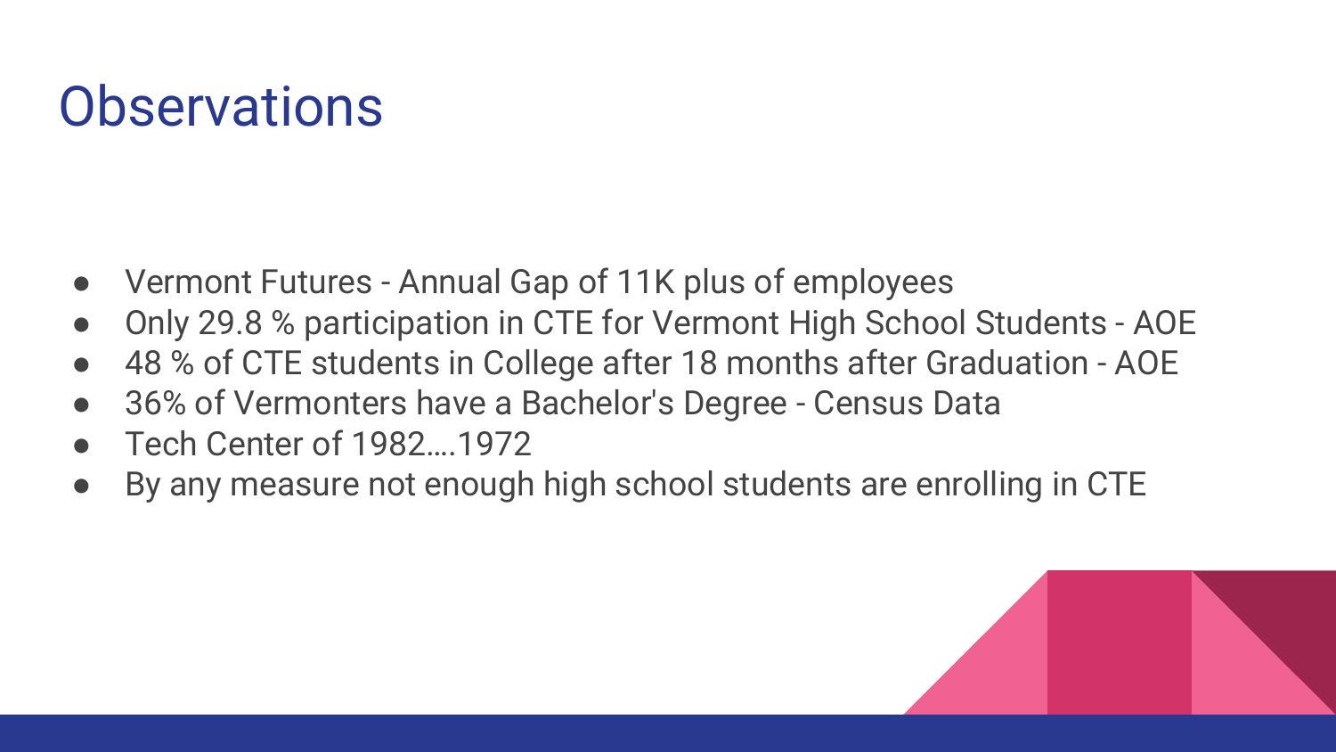# Observations

- Vermont Futures - Annual Gap of 11K plus of employees
- Only 29.8 % participation in CTE for Vermont High School Students - AOE
- 48 % of CTE students in College after 18 months after Graduation - AOE
- 36% of Vermonters have a Bachelor's Degree - Census Data
- Tech Center of 1982….1972
- By any measure not enough high school students are enrolling in CTE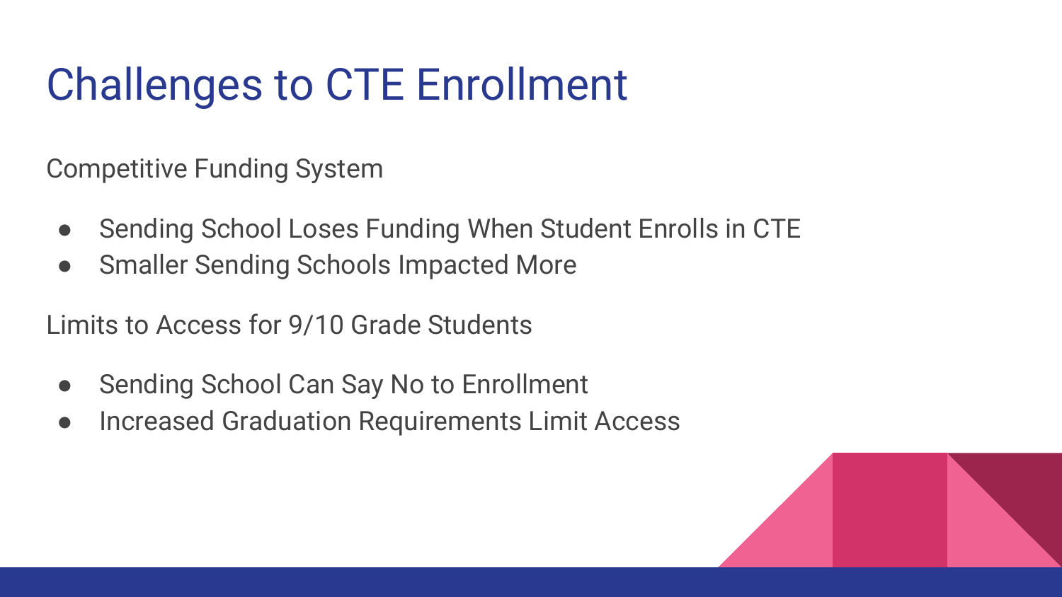# Challenges to CTE Enrollment

Competitive Funding System

- Sending School Loses Funding When Student Enrolls in CTE
- Smaller Sending Schools Impacted More

Limits to Access for 9/10 Grade Students

- Sending School Can Say No to Enrollment
- Increased Graduation Requirements Limit Access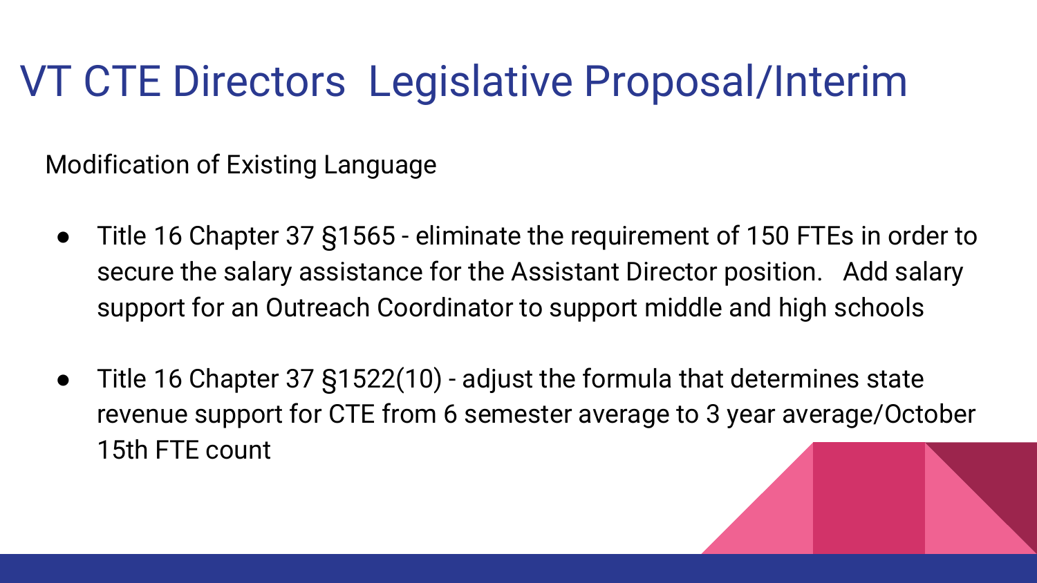# VT CTE Directors  Legislative Proposal/Interim

Modification of Existing Language

- Title 16 Chapter 37 §1565 - eliminate the requirement of 150 FTEs in order to secure the salary assistance for the Assistant Director position.   Add salary support for an Outreach Coordinator to support middle and high schools

- Title 16 Chapter 37 §1522(10) - adjust the formula that determines state revenue support for CTE from 6 semester average to 3 year average/October 15th FTE count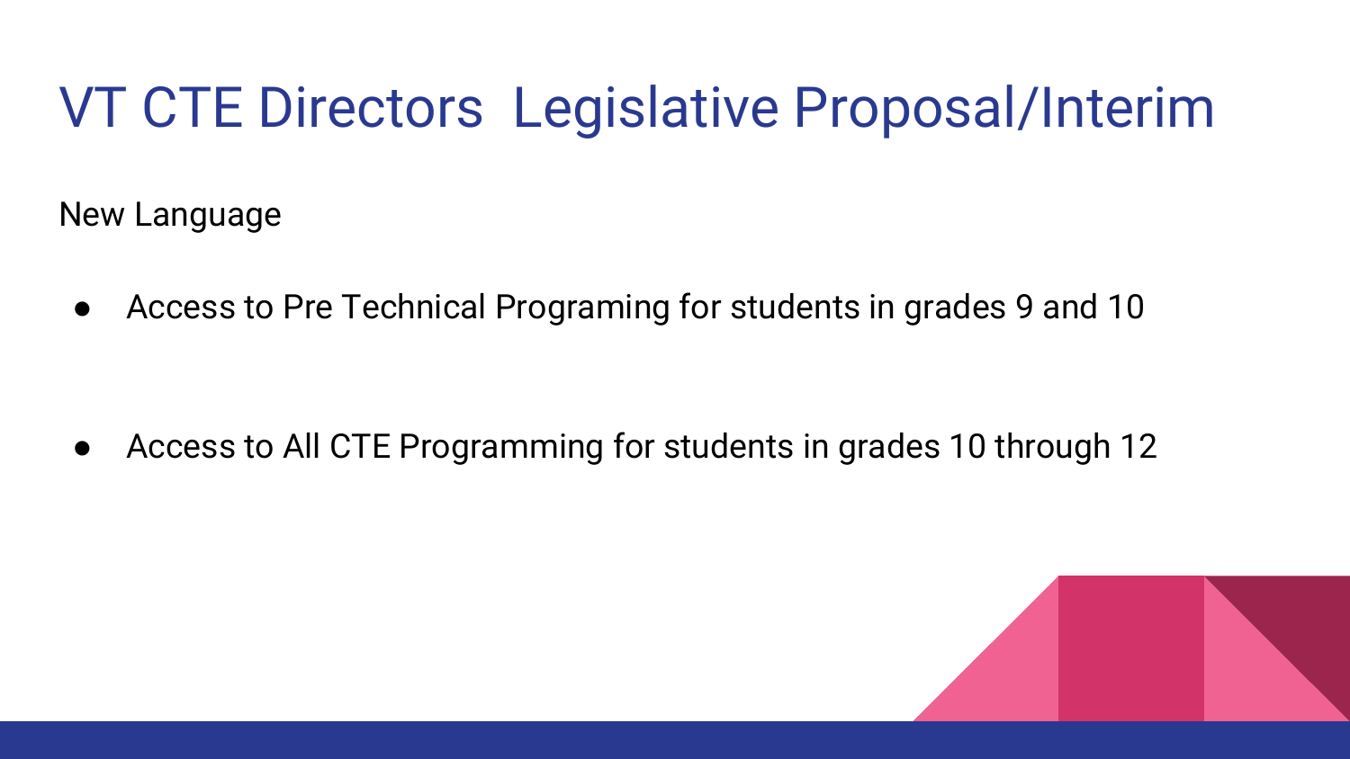# VT CTE Directors  Legislative Proposal/Interim

New Language

- Access to Pre Technical Programing for students in grades 9 and 10

- Access to All CTE Programming for students in grades 10 through 12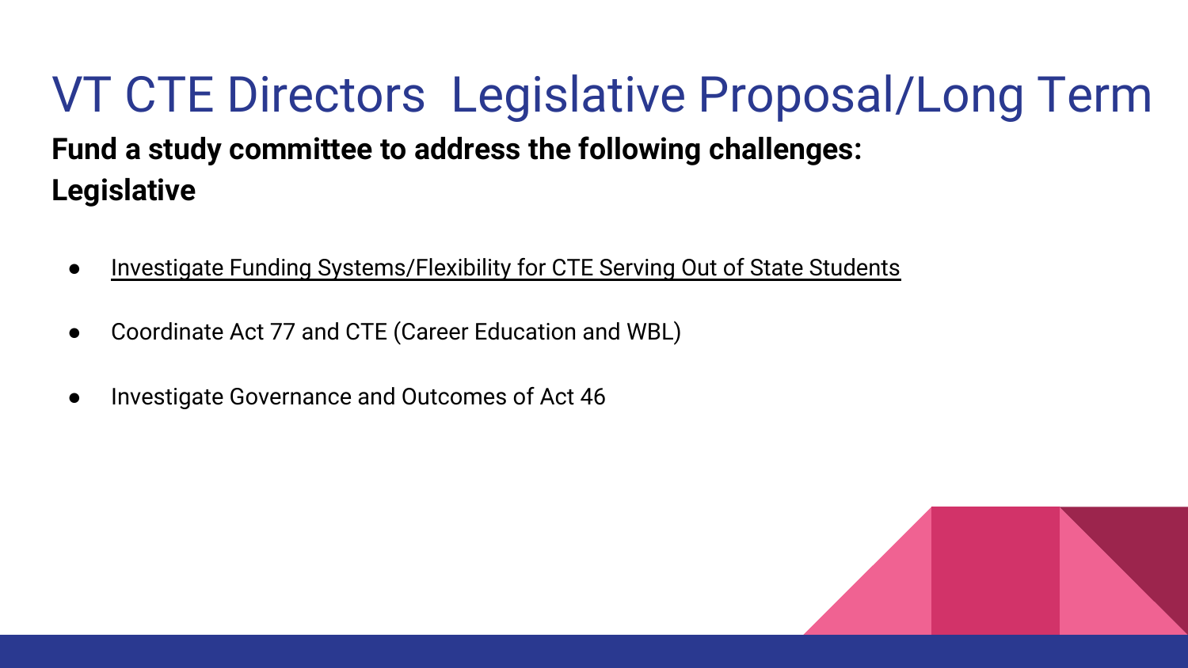# VT CTE Directors Legislative Proposal/Long Term

**Fund a study committee to address the following challenges:**

**Legislative**

- Investigate Funding Systems/Flexibility for CTE Serving Out of State Students
- Coordinate Act 77 and CTE (Career Education and WBL)
- Investigate Governance and Outcomes of Act 46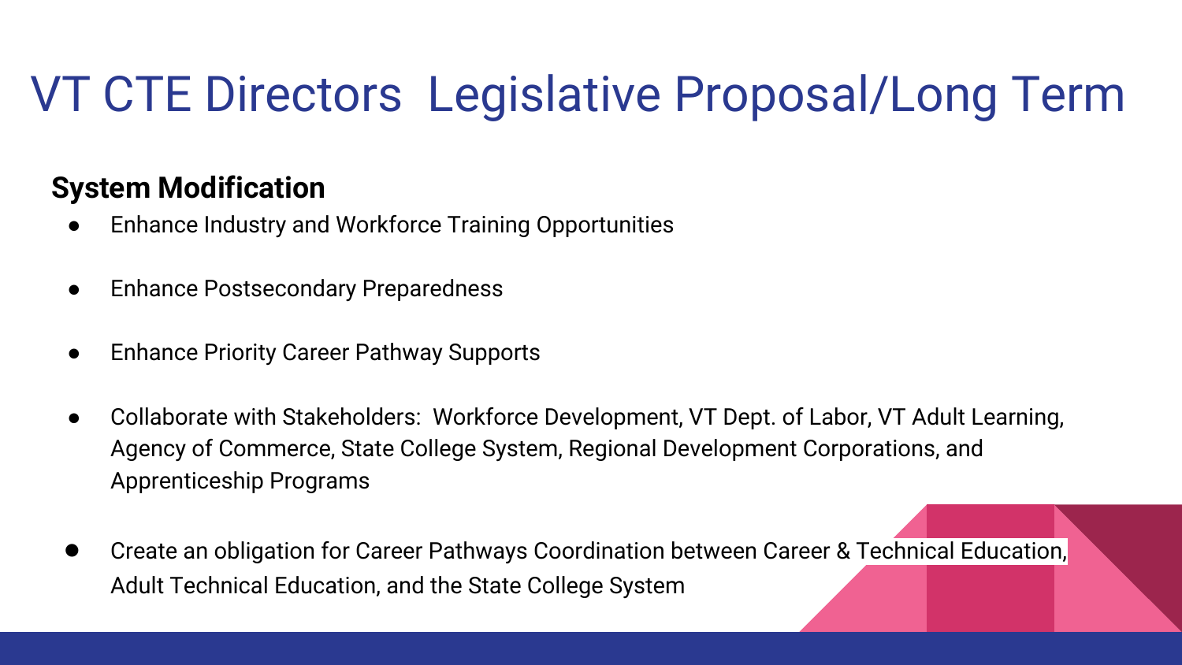# VT CTE Directors  Legislative Proposal/Long Term

**System Modification**

- Enhance Industry and Workforce Training Opportunities
- Enhance Postsecondary Preparedness
- Enhance Priority Career Pathway Supports
- Collaborate with Stakeholders:  Workforce Development, VT Dept. of Labor, VT Adult Learning, Agency of Commerce, State College System, Regional Development Corporations, and Apprenticeship Programs
- Create an obligation for Career Pathways Coordination between Career & Technical Education, Adult Technical Education, and the State College System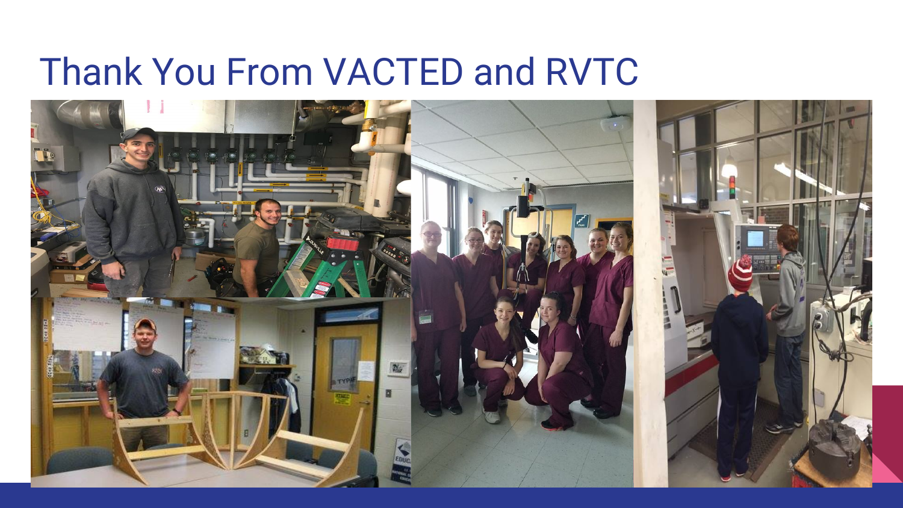# Thank You From VACTED and RVTC